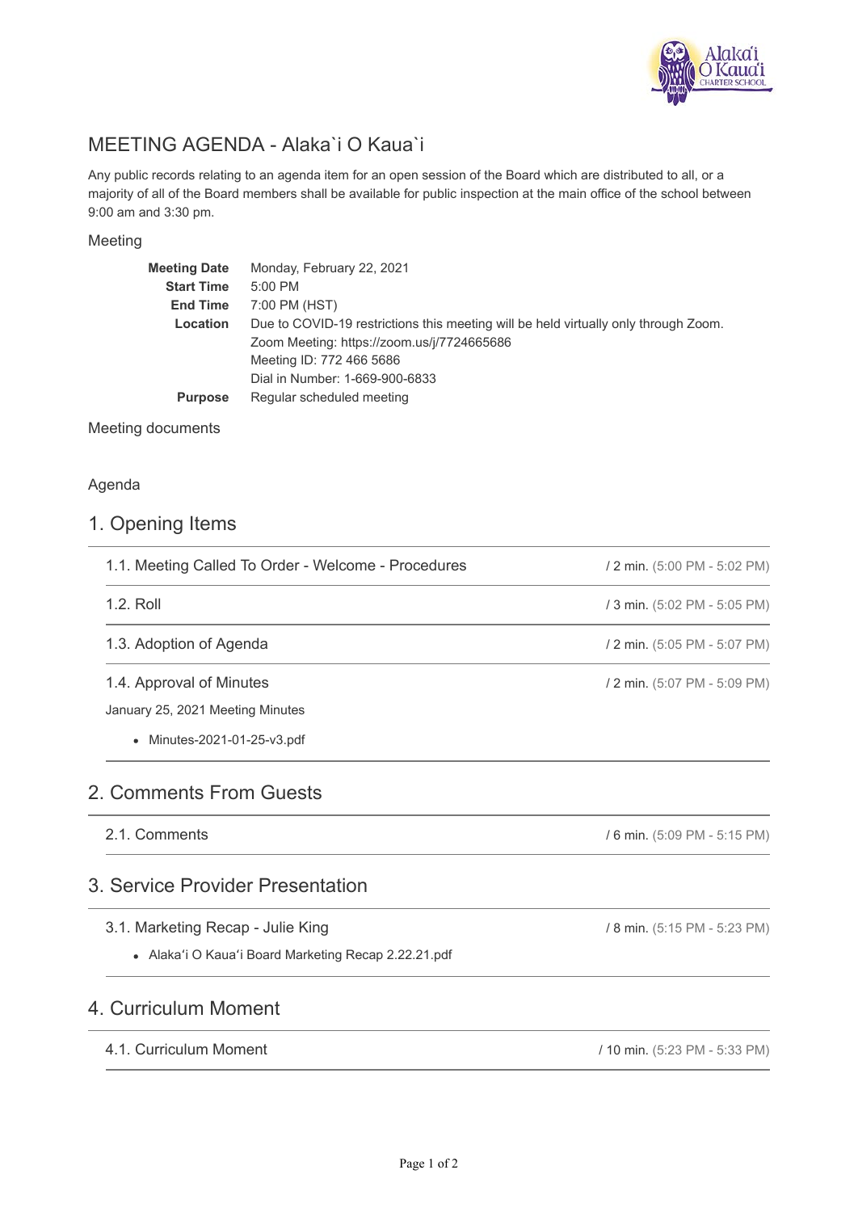# MEETING AGENDA - Alaka`i O Kaua`i

Any public records relating to an agenda item for an open session of the Board which are distributed to all, or a majority of all of the Board members shall be available for public inspection at the main office of the school between 9:00 am and 3:30 pm.

## Meeting

| | |
|---|---|
| **Meeting Date** | Monday, February 22, 2021 |
| **Start Time** | 5:00 PM |
| **End Time** | 7:00 PM (HST) |
| **Location** | Due to COVID-19 restrictions this meeting will be held virtually only through Zoom.<br>Zoom Meeting: https://zoom.us/j/7724665686<br>Meeting ID: 772 466 5686<br>Dial in Number: 1-669-900-6833 |
| **Purpose** | Regular scheduled meeting |

## Meeting documents

## Agenda

## 1. Opening Items

### 1.1. Meeting Called To Order - Welcome - Procedures
/ 2 min. (5:00 PM - 5:02 PM)

### 1.2. Roll
/ 3 min. (5:02 PM - 5:05 PM)

### 1.3. Adoption of Agenda
/ 2 min. (5:05 PM - 5:07 PM)

### 1.4. Approval of Minutes
/ 2 min. (5:07 PM - 5:09 PM)

January 25, 2021 Meeting Minutes

- Minutes-2021-01-25-v3.pdf

## 2. Comments From Guests

### 2.1. Comments
/ 6 min. (5:09 PM - 5:15 PM)

## 3. Service Provider Presentation

### 3.1. Marketing Recap - Julie King
/ 8 min. (5:15 PM - 5:23 PM)

- Alakaʻi O Kauaʻi Board Marketing Recap 2.22.21.pdf

## 4. Curriculum Moment

### 4.1. Curriculum Moment
/ 10 min. (5:23 PM - 5:33 PM)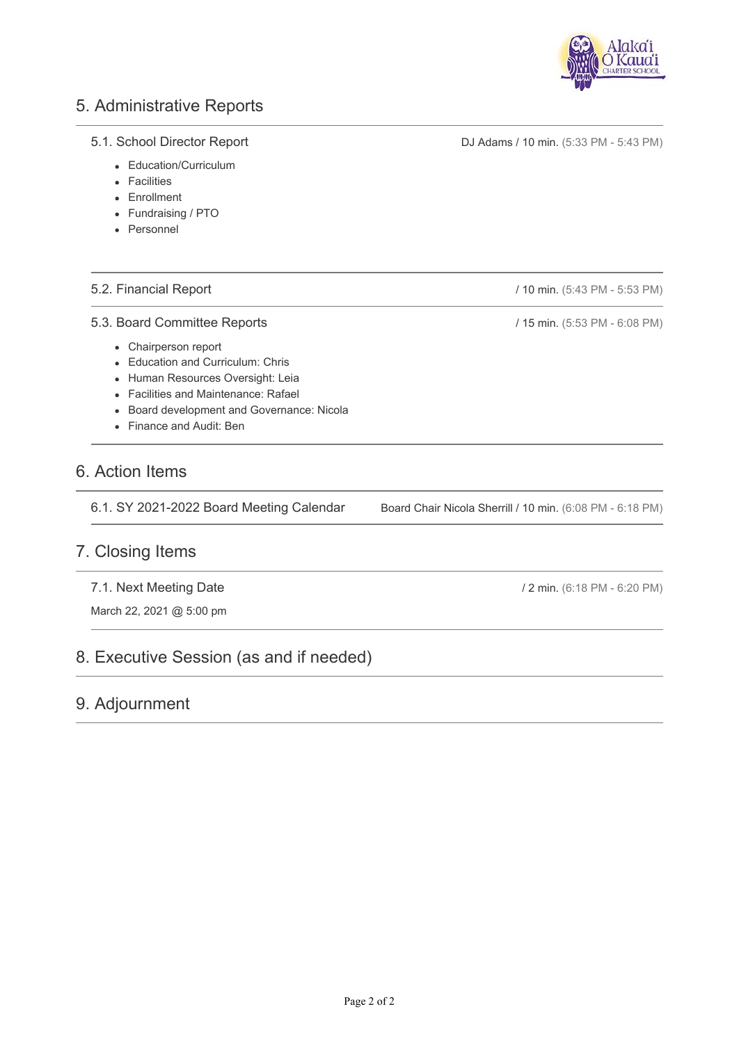## 5. Administrative Reports

### 5.1. School Director Report

DJ Adams / 10 min. (5:33 PM - 5:43 PM)

- Education/Curriculum
- Facilities
- Enrollment
- Fundraising / PTO
- Personnel

### 5.2. Financial Report

/ 10 min. (5:43 PM - 5:53 PM)

### 5.3. Board Committee Reports

/ 15 min. (5:53 PM - 6:08 PM)

- Chairperson report
- Education and Curriculum: Chris
- Human Resources Oversight: Leia
- Facilities and Maintenance: Rafael
- Board development and Governance: Nicola
- Finance and Audit: Ben

## 6. Action Items

### 6.1. SY 2021-2022 Board Meeting Calendar

Board Chair Nicola Sherrill / 10 min. (6:08 PM - 6:18 PM)

## 7. Closing Items

### 7.1. Next Meeting Date

/ 2 min. (6:18 PM - 6:20 PM)

March 22, 2021 @ 5:00 pm

## 8. Executive Session (as and if needed)

## 9. Adjournment